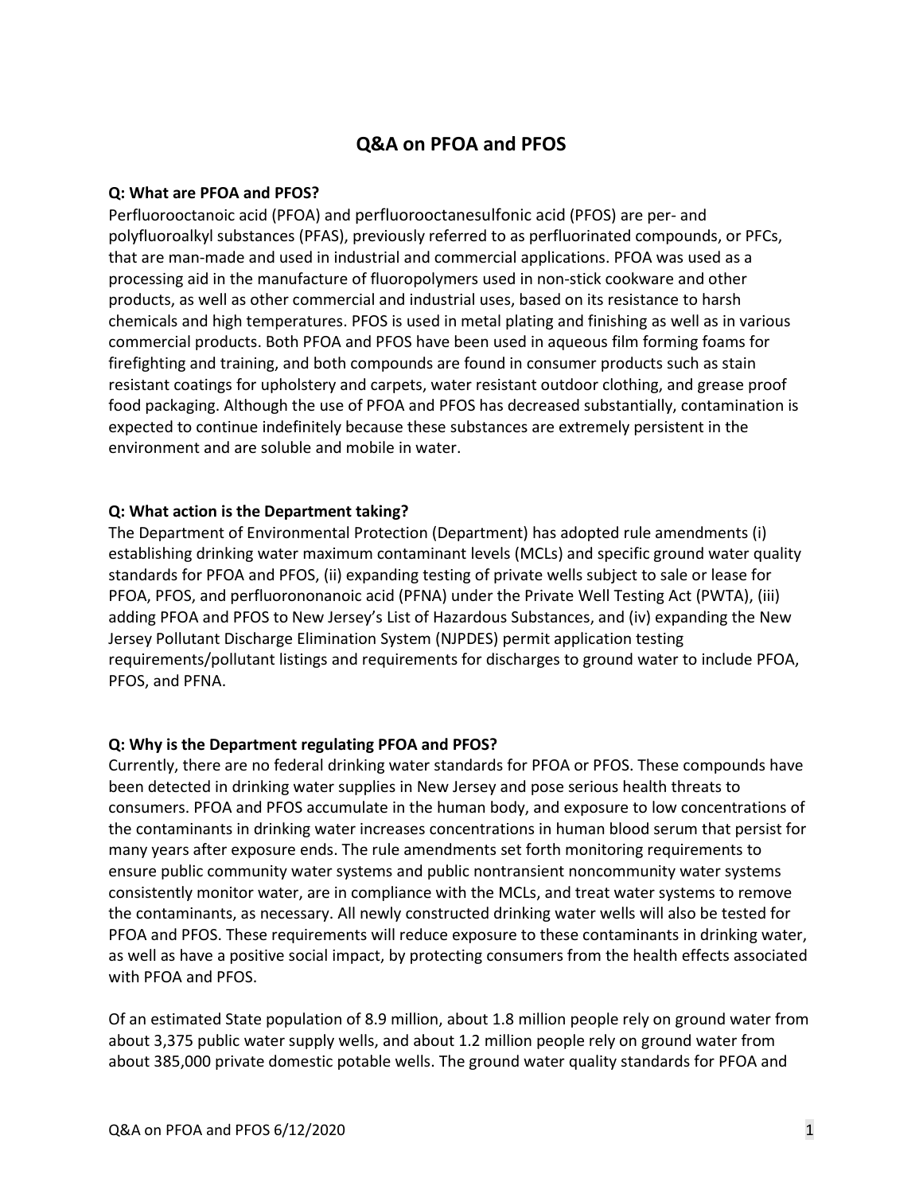# Q&A on PFOA and PFOS

**Q: What are PFOA and PFOS?**

Perfluorooctanoic acid (PFOA) and perfluorooctanesulfonic acid (PFOS) are per- and polyfluoroalkyl substances (PFAS), previously referred to as perfluorinated compounds, or PFCs, that are man-made and used in industrial and commercial applications. PFOA was used as a processing aid in the manufacture of fluoropolymers used in non-stick cookware and other products, as well as other commercial and industrial uses, based on its resistance to harsh chemicals and high temperatures. PFOS is used in metal plating and finishing as well as in various commercial products. Both PFOA and PFOS have been used in aqueous film forming foams for firefighting and training, and both compounds are found in consumer products such as stain resistant coatings for upholstery and carpets, water resistant outdoor clothing, and grease proof food packaging. Although the use of PFOA and PFOS has decreased substantially, contamination is expected to continue indefinitely because these substances are extremely persistent in the environment and are soluble and mobile in water.

**Q: What action is the Department taking?**

The Department of Environmental Protection (Department) has adopted rule amendments (i) establishing drinking water maximum contaminant levels (MCLs) and specific ground water quality standards for PFOA and PFOS, (ii) expanding testing of private wells subject to sale or lease for PFOA, PFOS, and perfluorononanoic acid (PFNA) under the Private Well Testing Act (PWTA), (iii) adding PFOA and PFOS to New Jersey's List of Hazardous Substances, and (iv) expanding the New Jersey Pollutant Discharge Elimination System (NJPDES) permit application testing requirements/pollutant listings and requirements for discharges to ground water to include PFOA, PFOS, and PFNA.

**Q: Why is the Department regulating PFOA and PFOS?**

Currently, there are no federal drinking water standards for PFOA or PFOS. These compounds have been detected in drinking water supplies in New Jersey and pose serious health threats to consumers. PFOA and PFOS accumulate in the human body, and exposure to low concentrations of the contaminants in drinking water increases concentrations in human blood serum that persist for many years after exposure ends. The rule amendments set forth monitoring requirements to ensure public community water systems and public nontransient noncommunity water systems consistently monitor water, are in compliance with the MCLs, and treat water systems to remove the contaminants, as necessary. All newly constructed drinking water wells will also be tested for PFOA and PFOS. These requirements will reduce exposure to these contaminants in drinking water, as well as have a positive social impact, by protecting consumers from the health effects associated with PFOA and PFOS.

Of an estimated State population of 8.9 million, about 1.8 million people rely on ground water from about 3,375 public water supply wells, and about 1.2 million people rely on ground water from about 385,000 private domestic potable wells. The ground water quality standards for PFOA and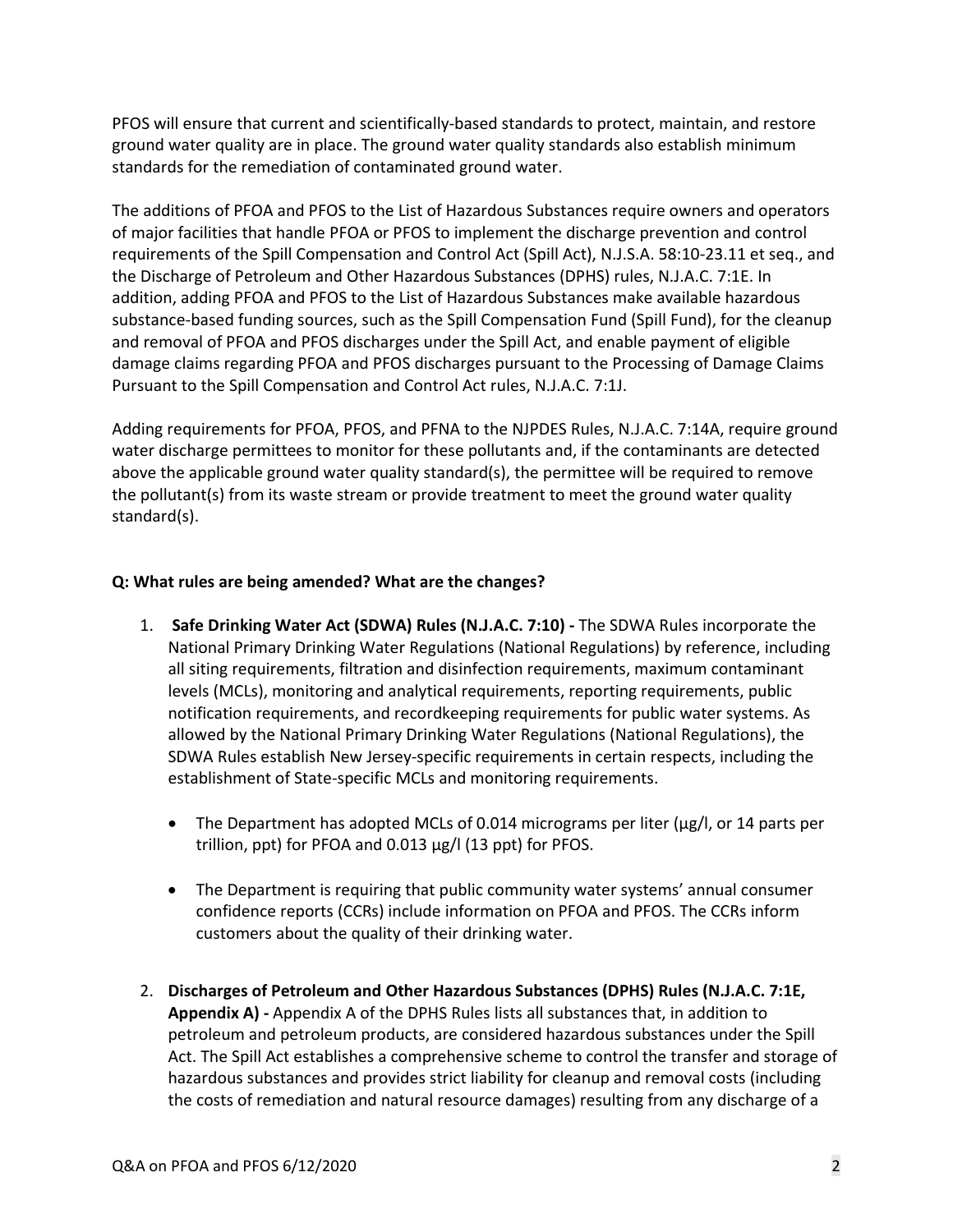PFOS will ensure that current and scientifically-based standards to protect, maintain, and restore ground water quality are in place. The ground water quality standards also establish minimum standards for the remediation of contaminated ground water.

The additions of PFOA and PFOS to the List of Hazardous Substances require owners and operators of major facilities that handle PFOA or PFOS to implement the discharge prevention and control requirements of the Spill Compensation and Control Act (Spill Act), N.J.S.A. 58:10-23.11 et seq., and the Discharge of Petroleum and Other Hazardous Substances (DPHS) rules, N.J.A.C. 7:1E. In addition, adding PFOA and PFOS to the List of Hazardous Substances make available hazardous substance-based funding sources, such as the Spill Compensation Fund (Spill Fund), for the cleanup and removal of PFOA and PFOS discharges under the Spill Act, and enable payment of eligible damage claims regarding PFOA and PFOS discharges pursuant to the Processing of Damage Claims Pursuant to the Spill Compensation and Control Act rules, N.J.A.C. 7:1J.

Adding requirements for PFOA, PFOS, and PFNA to the NJPDES Rules, N.J.A.C. 7:14A, require ground water discharge permittees to monitor for these pollutants and, if the contaminants are detected above the applicable ground water quality standard(s), the permittee will be required to remove the pollutant(s) from its waste stream or provide treatment to meet the ground water quality standard(s).

**Q: What rules are being amended? What are the changes?**

1. **Safe Drinking Water Act (SDWA) Rules (N.J.A.C. 7:10) -** The SDWA Rules incorporate the National Primary Drinking Water Regulations (National Regulations) by reference, including all siting requirements, filtration and disinfection requirements, maximum contaminant levels (MCLs), monitoring and analytical requirements, reporting requirements, public notification requirements, and recordkeeping requirements for public water systems. As allowed by the National Primary Drinking Water Regulations (National Regulations), the SDWA Rules establish New Jersey-specific requirements in certain respects, including the establishment of State-specific MCLs and monitoring requirements.

   - The Department has adopted MCLs of 0.014 micrograms per liter (µg/l, or 14 parts per trillion, ppt) for PFOA and 0.013 µg/l (13 ppt) for PFOS.

   - The Department is requiring that public community water systems' annual consumer confidence reports (CCRs) include information on PFOA and PFOS. The CCRs inform customers about the quality of their drinking water.

2. **Discharges of Petroleum and Other Hazardous Substances (DPHS) Rules (N.J.A.C. 7:1E, Appendix A) -** Appendix A of the DPHS Rules lists all substances that, in addition to petroleum and petroleum products, are considered hazardous substances under the Spill Act. The Spill Act establishes a comprehensive scheme to control the transfer and storage of hazardous substances and provides strict liability for cleanup and removal costs (including the costs of remediation and natural resource damages) resulting from any discharge of a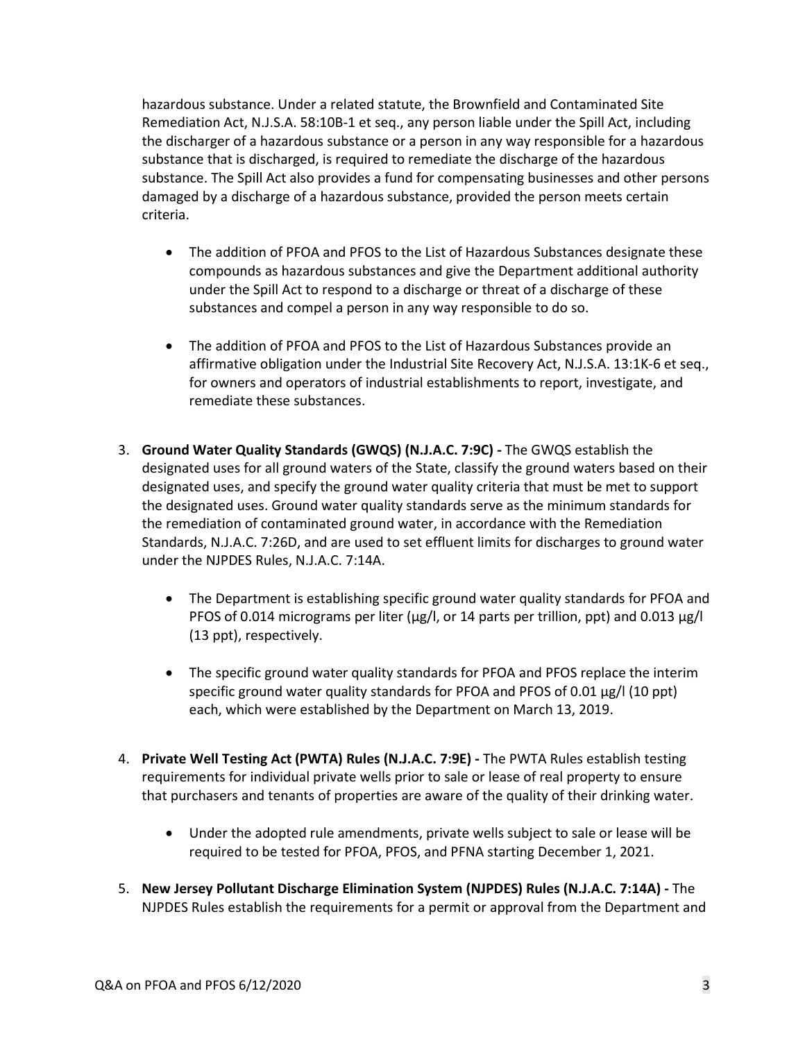hazardous substance. Under a related statute, the Brownfield and Contaminated Site Remediation Act, N.J.S.A. 58:10B-1 et seq., any person liable under the Spill Act, including the discharger of a hazardous substance or a person in any way responsible for a hazardous substance that is discharged, is required to remediate the discharge of the hazardous substance. The Spill Act also provides a fund for compensating businesses and other persons damaged by a discharge of a hazardous substance, provided the person meets certain criteria.

- The addition of PFOA and PFOS to the List of Hazardous Substances designate these compounds as hazardous substances and give the Department additional authority under the Spill Act to respond to a discharge or threat of a discharge of these substances and compel a person in any way responsible to do so.

- The addition of PFOA and PFOS to the List of Hazardous Substances provide an affirmative obligation under the Industrial Site Recovery Act, N.J.S.A. 13:1K-6 et seq., for owners and operators of industrial establishments to report, investigate, and remediate these substances.

3. **Ground Water Quality Standards (GWQS) (N.J.A.C. 7:9C) -** The GWQS establish the designated uses for all ground waters of the State, classify the ground waters based on their designated uses, and specify the ground water quality criteria that must be met to support the designated uses. Ground water quality standards serve as the minimum standards for the remediation of contaminated ground water, in accordance with the Remediation Standards, N.J.A.C. 7:26D, and are used to set effluent limits for discharges to ground water under the NJPDES Rules, N.J.A.C. 7:14A.

   - The Department is establishing specific ground water quality standards for PFOA and PFOS of 0.014 micrograms per liter (µg/l, or 14 parts per trillion, ppt) and 0.013 µg/l (13 ppt), respectively.

   - The specific ground water quality standards for PFOA and PFOS replace the interim specific ground water quality standards for PFOA and PFOS of 0.01 µg/l (10 ppt) each, which were established by the Department on March 13, 2019.

4. **Private Well Testing Act (PWTA) Rules (N.J.A.C. 7:9E) -** The PWTA Rules establish testing requirements for individual private wells prior to sale or lease of real property to ensure that purchasers and tenants of properties are aware of the quality of their drinking water.

   - Under the adopted rule amendments, private wells subject to sale or lease will be required to be tested for PFOA, PFOS, and PFNA starting December 1, 2021.

5. **New Jersey Pollutant Discharge Elimination System (NJPDES) Rules (N.J.A.C. 7:14A) -** The NJPDES Rules establish the requirements for a permit or approval from the Department and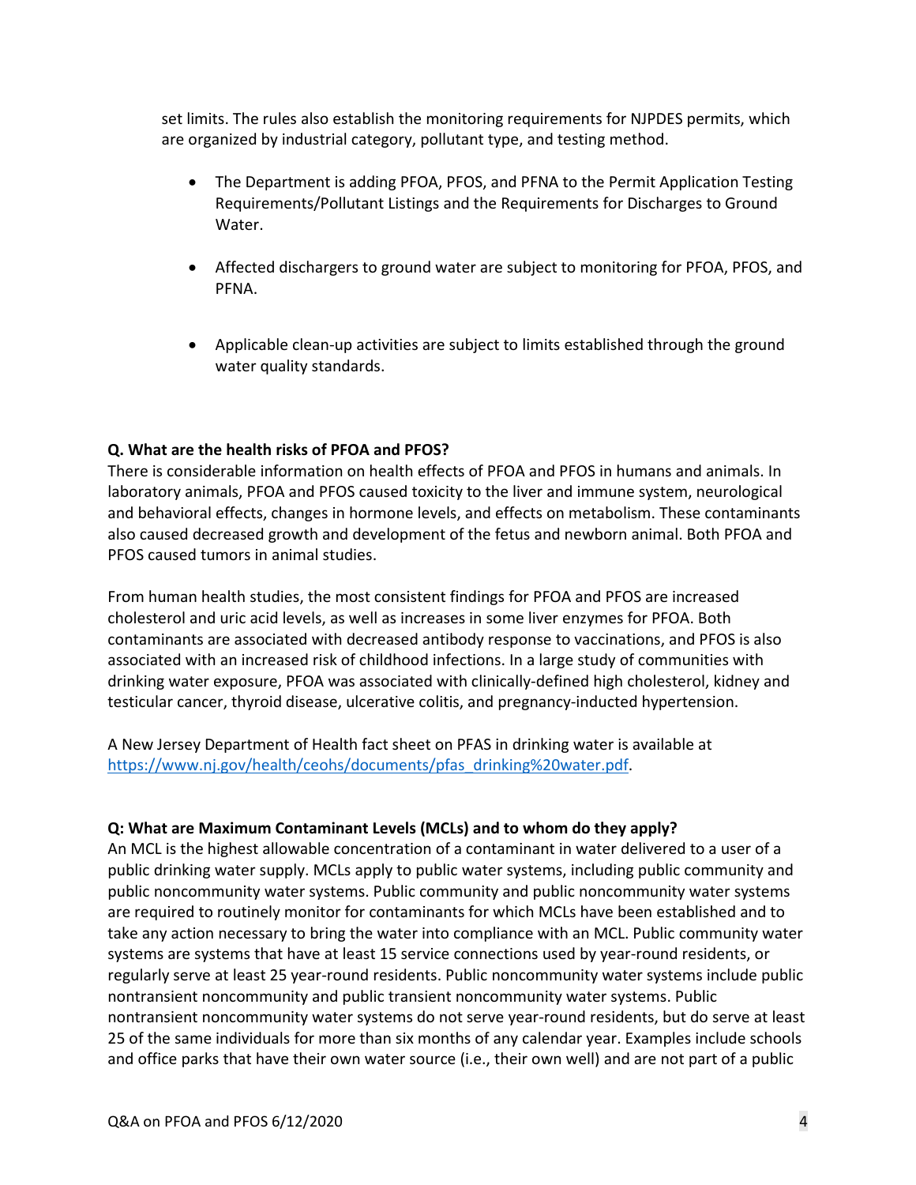set limits. The rules also establish the monitoring requirements for NJPDES permits, which are organized by industrial category, pollutant type, and testing method.

- The Department is adding PFOA, PFOS, and PFNA to the Permit Application Testing Requirements/Pollutant Listings and the Requirements for Discharges to Ground Water.
- Affected dischargers to ground water are subject to monitoring for PFOA, PFOS, and PFNA.
- Applicable clean-up activities are subject to limits established through the ground water quality standards.

**Q. What are the health risks of PFOA and PFOS?**

There is considerable information on health effects of PFOA and PFOS in humans and animals. In laboratory animals, PFOA and PFOS caused toxicity to the liver and immune system, neurological and behavioral effects, changes in hormone levels, and effects on metabolism. These contaminants also caused decreased growth and development of the fetus and newborn animal. Both PFOA and PFOS caused tumors in animal studies.

From human health studies, the most consistent findings for PFOA and PFOS are increased cholesterol and uric acid levels, as well as increases in some liver enzymes for PFOA. Both contaminants are associated with decreased antibody response to vaccinations, and PFOS is also associated with an increased risk of childhood infections. In a large study of communities with drinking water exposure, PFOA was associated with clinically-defined high cholesterol, kidney and testicular cancer, thyroid disease, ulcerative colitis, and pregnancy-inducted hypertension.

A New Jersey Department of Health fact sheet on PFAS in drinking water is available at https://www.nj.gov/health/ceohs/documents/pfas_drinking%20water.pdf.

**Q: What are Maximum Contaminant Levels (MCLs) and to whom do they apply?**

An MCL is the highest allowable concentration of a contaminant in water delivered to a user of a public drinking water supply. MCLs apply to public water systems, including public community and public noncommunity water systems. Public community and public noncommunity water systems are required to routinely monitor for contaminants for which MCLs have been established and to take any action necessary to bring the water into compliance with an MCL. Public community water systems are systems that have at least 15 service connections used by year-round residents, or regularly serve at least 25 year-round residents. Public noncommunity water systems include public nontransient noncommunity and public transient noncommunity water systems. Public nontransient noncommunity water systems do not serve year-round residents, but do serve at least 25 of the same individuals for more than six months of any calendar year. Examples include schools and office parks that have their own water source (i.e., their own well) and are not part of a public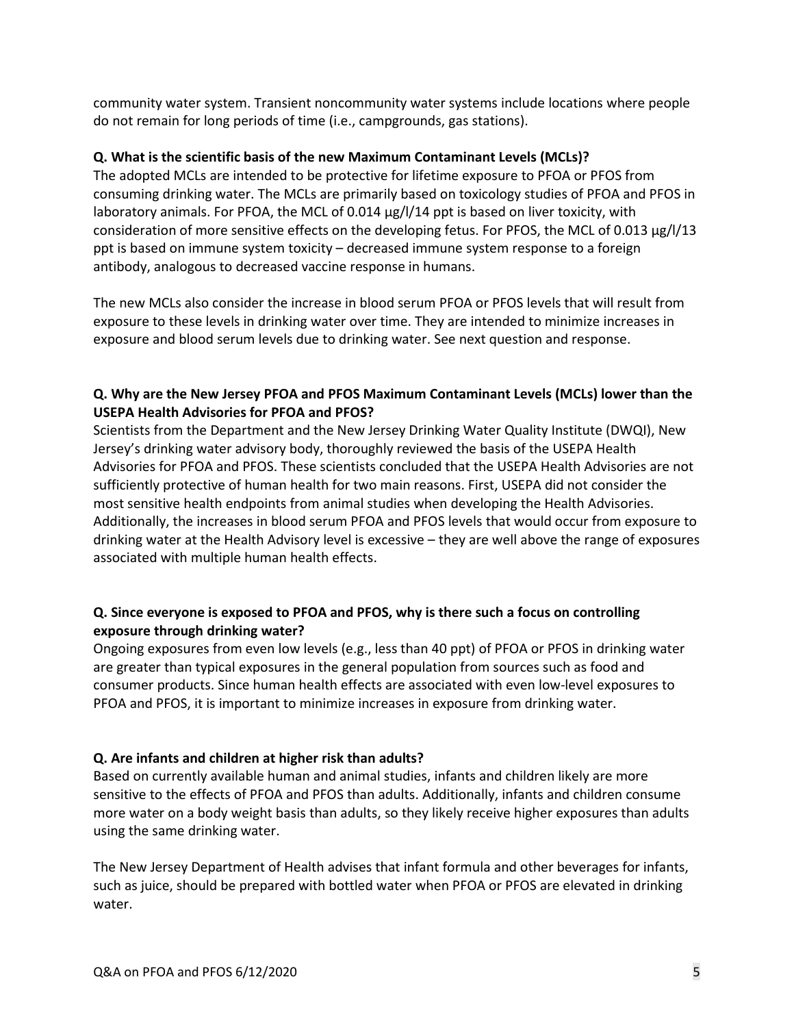community water system. Transient noncommunity water systems include locations where people do not remain for long periods of time (i.e., campgrounds, gas stations).

**Q. What is the scientific basis of the new Maximum Contaminant Levels (MCLs)?**

The adopted MCLs are intended to be protective for lifetime exposure to PFOA or PFOS from consuming drinking water. The MCLs are primarily based on toxicology studies of PFOA and PFOS in laboratory animals. For PFOA, the MCL of 0.014 µg/l/14 ppt is based on liver toxicity, with consideration of more sensitive effects on the developing fetus. For PFOS, the MCL of 0.013 µg/l/13 ppt is based on immune system toxicity – decreased immune system response to a foreign antibody, analogous to decreased vaccine response in humans.

The new MCLs also consider the increase in blood serum PFOA or PFOS levels that will result from exposure to these levels in drinking water over time. They are intended to minimize increases in exposure and blood serum levels due to drinking water. See next question and response.

**Q. Why are the New Jersey PFOA and PFOS Maximum Contaminant Levels (MCLs) lower than the USEPA Health Advisories for PFOA and PFOS?**

Scientists from the Department and the New Jersey Drinking Water Quality Institute (DWQI), New Jersey's drinking water advisory body, thoroughly reviewed the basis of the USEPA Health Advisories for PFOA and PFOS. These scientists concluded that the USEPA Health Advisories are not sufficiently protective of human health for two main reasons. First, USEPA did not consider the most sensitive health endpoints from animal studies when developing the Health Advisories. Additionally, the increases in blood serum PFOA and PFOS levels that would occur from exposure to drinking water at the Health Advisory level is excessive – they are well above the range of exposures associated with multiple human health effects.

**Q. Since everyone is exposed to PFOA and PFOS, why is there such a focus on controlling exposure through drinking water?**

Ongoing exposures from even low levels (e.g., less than 40 ppt) of PFOA or PFOS in drinking water are greater than typical exposures in the general population from sources such as food and consumer products. Since human health effects are associated with even low-level exposures to PFOA and PFOS, it is important to minimize increases in exposure from drinking water.

**Q. Are infants and children at higher risk than adults?**

Based on currently available human and animal studies, infants and children likely are more sensitive to the effects of PFOA and PFOS than adults. Additionally, infants and children consume more water on a body weight basis than adults, so they likely receive higher exposures than adults using the same drinking water.

The New Jersey Department of Health advises that infant formula and other beverages for infants, such as juice, should be prepared with bottled water when PFOA or PFOS are elevated in drinking water.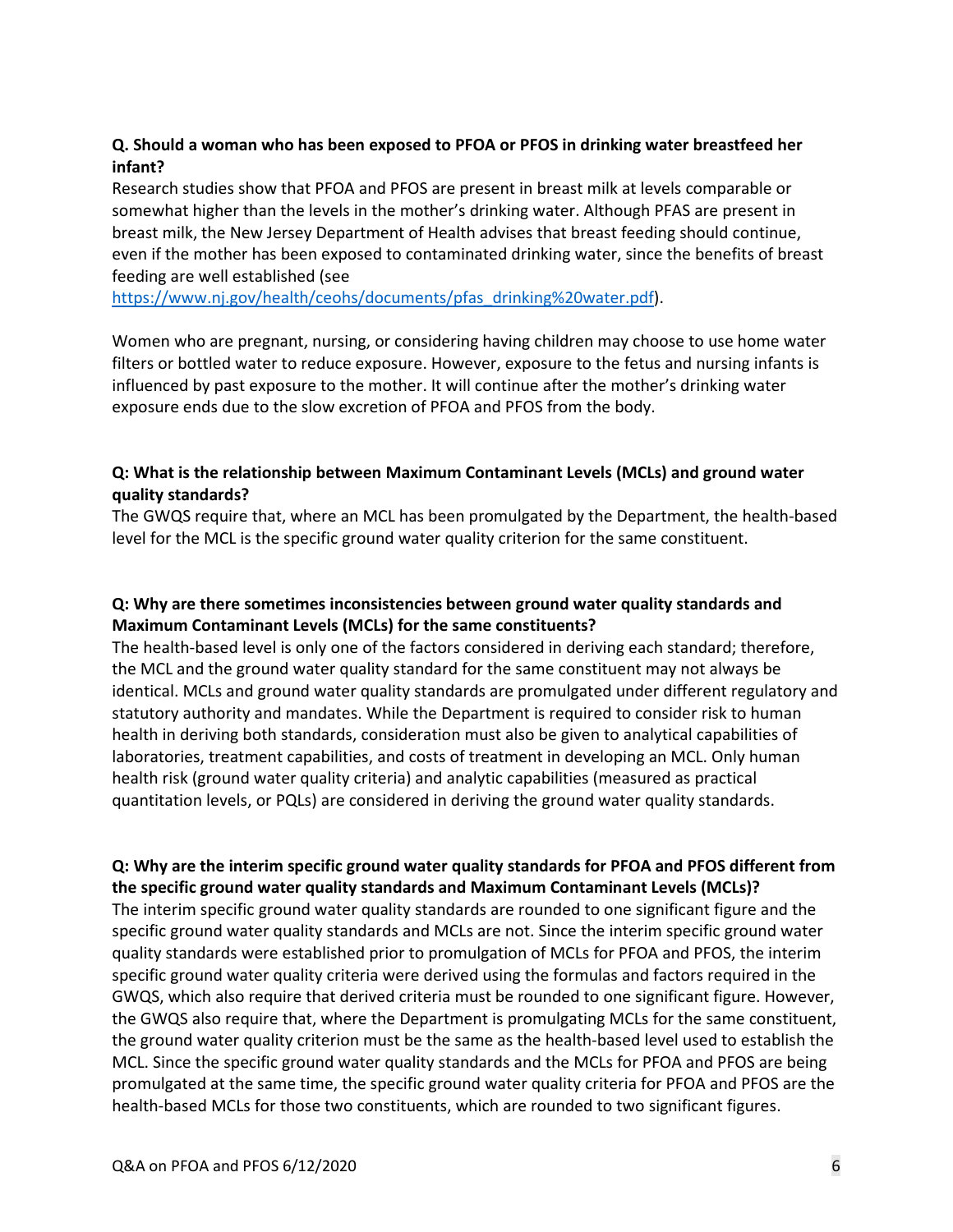**Q. Should a woman who has been exposed to PFOA or PFOS in drinking water breastfeed her infant?**

Research studies show that PFOA and PFOS are present in breast milk at levels comparable or somewhat higher than the levels in the mother's drinking water. Although PFAS are present in breast milk, the New Jersey Department of Health advises that breast feeding should continue, even if the mother has been exposed to contaminated drinking water, since the benefits of breast feeding are well established (see [https://www.nj.gov/health/ceohs/documents/pfas_drinking%20water.pdf](https://www.nj.gov/health/ceohs/documents/pfas_drinking%20water.pdf)).

Women who are pregnant, nursing, or considering having children may choose to use home water filters or bottled water to reduce exposure. However, exposure to the fetus and nursing infants is influenced by past exposure to the mother. It will continue after the mother's drinking water exposure ends due to the slow excretion of PFOA and PFOS from the body.

**Q: What is the relationship between Maximum Contaminant Levels (MCLs) and ground water quality standards?**

The GWQS require that, where an MCL has been promulgated by the Department, the health-based level for the MCL is the specific ground water quality criterion for the same constituent.

**Q: Why are there sometimes inconsistencies between ground water quality standards and Maximum Contaminant Levels (MCLs) for the same constituents?**

The health-based level is only one of the factors considered in deriving each standard; therefore, the MCL and the ground water quality standard for the same constituent may not always be identical. MCLs and ground water quality standards are promulgated under different regulatory and statutory authority and mandates. While the Department is required to consider risk to human health in deriving both standards, consideration must also be given to analytical capabilities of laboratories, treatment capabilities, and costs of treatment in developing an MCL. Only human health risk (ground water quality criteria) and analytic capabilities (measured as practical quantitation levels, or PQLs) are considered in deriving the ground water quality standards.

**Q: Why are the interim specific ground water quality standards for PFOA and PFOS different from the specific ground water quality standards and Maximum Contaminant Levels (MCLs)?**

The interim specific ground water quality standards are rounded to one significant figure and the specific ground water quality standards and MCLs are not. Since the interim specific ground water quality standards were established prior to promulgation of MCLs for PFOA and PFOS, the interim specific ground water quality criteria were derived using the formulas and factors required in the GWQS, which also require that derived criteria must be rounded to one significant figure. However, the GWQS also require that, where the Department is promulgating MCLs for the same constituent, the ground water quality criterion must be the same as the health-based level used to establish the MCL. Since the specific ground water quality standards and the MCLs for PFOA and PFOS are being promulgated at the same time, the specific ground water quality criteria for PFOA and PFOS are the health-based MCLs for those two constituents, which are rounded to two significant figures.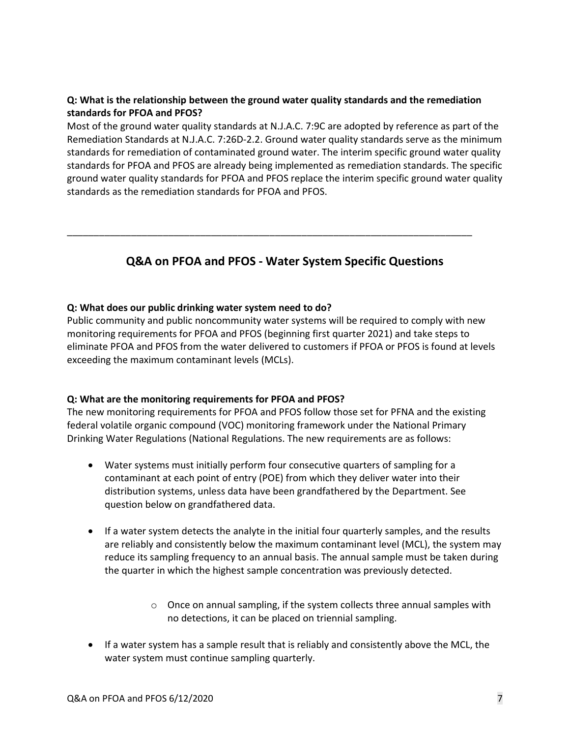**Q: What is the relationship between the ground water quality standards and the remediation standards for PFOA and PFOS?**

Most of the ground water quality standards at N.J.A.C. 7:9C are adopted by reference as part of the Remediation Standards at N.J.A.C. 7:26D-2.2. Ground water quality standards serve as the minimum standards for remediation of contaminated ground water. The interim specific ground water quality standards for PFOA and PFOS are already being implemented as remediation standards. The specific ground water quality standards for PFOA and PFOS replace the interim specific ground water quality standards as the remediation standards for PFOA and PFOS.

---

## Q&A on PFOA and PFOS - Water System Specific Questions

**Q: What does our public drinking water system need to do?**

Public community and public noncommunity water systems will be required to comply with new monitoring requirements for PFOA and PFOS (beginning first quarter 2021) and take steps to eliminate PFOA and PFOS from the water delivered to customers if PFOA or PFOS is found at levels exceeding the maximum contaminant levels (MCLs).

**Q: What are the monitoring requirements for PFOA and PFOS?**

The new monitoring requirements for PFOA and PFOS follow those set for PFNA and the existing federal volatile organic compound (VOC) monitoring framework under the National Primary Drinking Water Regulations (National Regulations. The new requirements are as follows:

- Water systems must initially perform four consecutive quarters of sampling for a contaminant at each point of entry (POE) from which they deliver water into their distribution systems, unless data have been grandfathered by the Department. See question below on grandfathered data.
- If a water system detects the analyte in the initial four quarterly samples, and the results are reliably and consistently below the maximum contaminant level (MCL), the system may reduce its sampling frequency to an annual basis. The annual sample must be taken during the quarter in which the highest sample concentration was previously detected.
    - Once on annual sampling, if the system collects three annual samples with no detections, it can be placed on triennial sampling.
- If a water system has a sample result that is reliably and consistently above the MCL, the water system must continue sampling quarterly.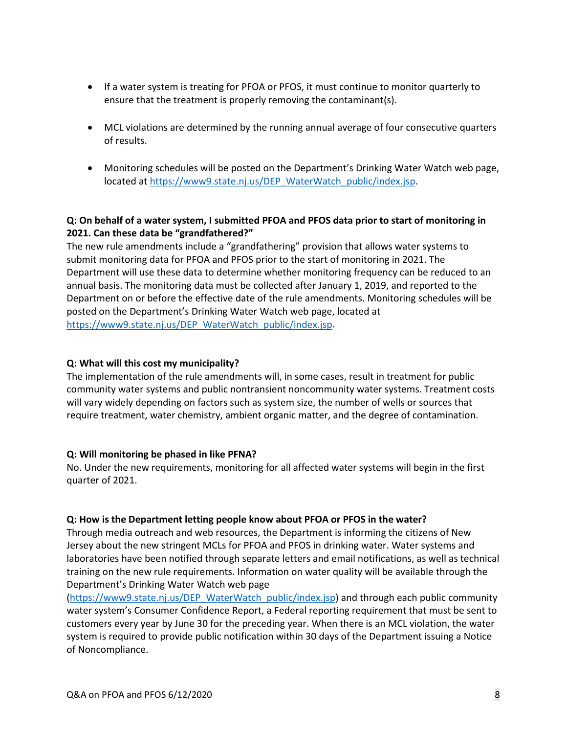- If a water system is treating for PFOA or PFOS, it must continue to monitor quarterly to ensure that the treatment is properly removing the contaminant(s).

- MCL violations are determined by the running annual average of four consecutive quarters of results.

- Monitoring schedules will be posted on the Department's Drinking Water Watch web page, located at https://www9.state.nj.us/DEP_WaterWatch_public/index.jsp.

**Q: On behalf of a water system, I submitted PFOA and PFOS data prior to start of monitoring in 2021. Can these data be "grandfathered?"**

The new rule amendments include a "grandfathering" provision that allows water systems to submit monitoring data for PFOA and PFOS prior to the start of monitoring in 2021. The Department will use these data to determine whether monitoring frequency can be reduced to an annual basis. The monitoring data must be collected after January 1, 2019, and reported to the Department on or before the effective date of the rule amendments. Monitoring schedules will be posted on the Department's Drinking Water Watch web page, located at https://www9.state.nj.us/DEP_WaterWatch_public/index.jsp.

**Q: What will this cost my municipality?**

The implementation of the rule amendments will, in some cases, result in treatment for public community water systems and public nontransient noncommunity water systems. Treatment costs will vary widely depending on factors such as system size, the number of wells or sources that require treatment, water chemistry, ambient organic matter, and the degree of contamination.

**Q: Will monitoring be phased in like PFNA?**

No. Under the new requirements, monitoring for all affected water systems will begin in the first quarter of 2021.

**Q: How is the Department letting people know about PFOA or PFOS in the water?**

Through media outreach and web resources, the Department is informing the citizens of New Jersey about the new stringent MCLs for PFOA and PFOS in drinking water. Water systems and laboratories have been notified through separate letters and email notifications, as well as technical training on the new rule requirements. Information on water quality will be available through the Department's Drinking Water Watch web page (https://www9.state.nj.us/DEP_WaterWatch_public/index.jsp) and through each public community water system's Consumer Confidence Report, a Federal reporting requirement that must be sent to customers every year by June 30 for the preceding year. When there is an MCL violation, the water system is required to provide public notification within 30 days of the Department issuing a Notice of Noncompliance.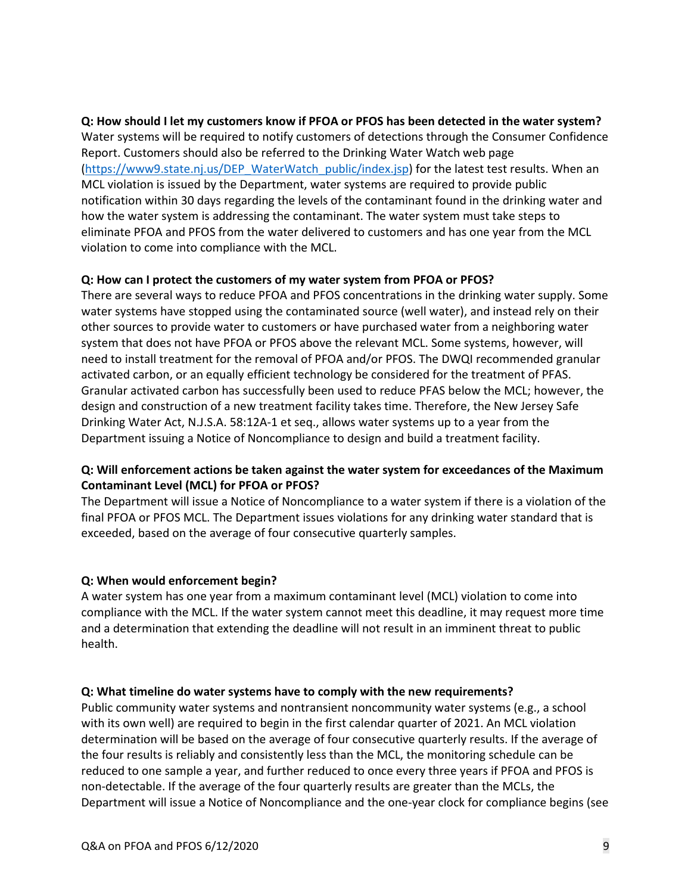**Q: How should I let my customers know if PFOA or PFOS has been detected in the water system?**
Water systems will be required to notify customers of detections through the Consumer Confidence Report. Customers should also be referred to the Drinking Water Watch web page ([https://www9.state.nj.us/DEP_WaterWatch_public/index.jsp](https://www9.state.nj.us/DEP_WaterWatch_public/index.jsp)) for the latest test results. When an MCL violation is issued by the Department, water systems are required to provide public notification within 30 days regarding the levels of the contaminant found in the drinking water and how the water system is addressing the contaminant. The water system must take steps to eliminate PFOA and PFOS from the water delivered to customers and has one year from the MCL violation to come into compliance with the MCL.

**Q: How can I protect the customers of my water system from PFOA or PFOS?**
There are several ways to reduce PFOA and PFOS concentrations in the drinking water supply. Some water systems have stopped using the contaminated source (well water), and instead rely on their other sources to provide water to customers or have purchased water from a neighboring water system that does not have PFOA or PFOS above the relevant MCL. Some systems, however, will need to install treatment for the removal of PFOA and/or PFOS. The DWQI recommended granular activated carbon, or an equally efficient technology be considered for the treatment of PFAS. Granular activated carbon has successfully been used to reduce PFAS below the MCL; however, the design and construction of a new treatment facility takes time. Therefore, the New Jersey Safe Drinking Water Act, N.J.S.A. 58:12A-1 et seq., allows water systems up to a year from the Department issuing a Notice of Noncompliance to design and build a treatment facility.

**Q: Will enforcement actions be taken against the water system for exceedances of the Maximum Contaminant Level (MCL) for PFOA or PFOS?**
The Department will issue a Notice of Noncompliance to a water system if there is a violation of the final PFOA or PFOS MCL. The Department issues violations for any drinking water standard that is exceeded, based on the average of four consecutive quarterly samples.

**Q: When would enforcement begin?**
A water system has one year from a maximum contaminant level (MCL) violation to come into compliance with the MCL. If the water system cannot meet this deadline, it may request more time and a determination that extending the deadline will not result in an imminent threat to public health.

**Q: What timeline do water systems have to comply with the new requirements?**
Public community water systems and nontransient noncommunity water systems (e.g., a school with its own well) are required to begin in the first calendar quarter of 2021. An MCL violation determination will be based on the average of four consecutive quarterly results. If the average of the four results is reliably and consistently less than the MCL, the monitoring schedule can be reduced to one sample a year, and further reduced to once every three years if PFOA and PFOS is non-detectable. If the average of the four quarterly results are greater than the MCLs, the Department will issue a Notice of Noncompliance and the one-year clock for compliance begins (see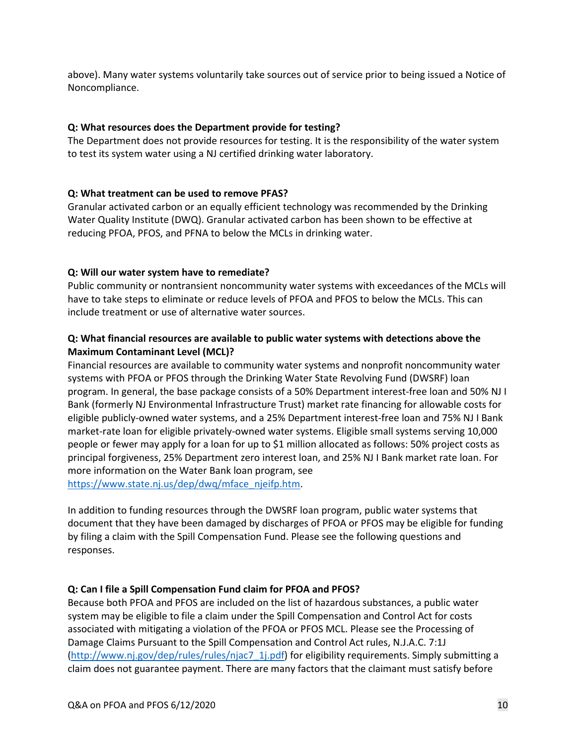above). Many water systems voluntarily take sources out of service prior to being issued a Notice of Noncompliance.

**Q: What resources does the Department provide for testing?**
The Department does not provide resources for testing. It is the responsibility of the water system to test its system water using a NJ certified drinking water laboratory.

**Q: What treatment can be used to remove PFAS?**
Granular activated carbon or an equally efficient technology was recommended by the Drinking Water Quality Institute (DWQ). Granular activated carbon has been shown to be effective at reducing PFOA, PFOS, and PFNA to below the MCLs in drinking water.

**Q: Will our water system have to remediate?**
Public community or nontransient noncommunity water systems with exceedances of the MCLs will have to take steps to eliminate or reduce levels of PFOA and PFOS to below the MCLs. This can include treatment or use of alternative water sources.

**Q: What financial resources are available to public water systems with detections above the Maximum Contaminant Level (MCL)?**
Financial resources are available to community water systems and nonprofit noncommunity water systems with PFOA or PFOS through the Drinking Water State Revolving Fund (DWSRF) loan program. In general, the base package consists of a 50% Department interest-free loan and 50% NJ I Bank (formerly NJ Environmental Infrastructure Trust) market rate financing for allowable costs for eligible publicly-owned water systems, and a 25% Department interest-free loan and 75% NJ I Bank market-rate loan for eligible privately-owned water systems. Eligible small systems serving 10,000 people or fewer may apply for a loan for up to $1 million allocated as follows: 50% project costs as principal forgiveness, 25% Department zero interest loan, and 25% NJ I Bank market rate loan. For more information on the Water Bank loan program, see https://www.state.nj.us/dep/dwq/mface_njeifp.htm.

In addition to funding resources through the DWSRF loan program, public water systems that document that they have been damaged by discharges of PFOA or PFOS may be eligible for funding by filing a claim with the Spill Compensation Fund. Please see the following questions and responses.

**Q: Can I file a Spill Compensation Fund claim for PFOA and PFOS?**
Because both PFOA and PFOS are included on the list of hazardous substances, a public water system may be eligible to file a claim under the Spill Compensation and Control Act for costs associated with mitigating a violation of the PFOA or PFOS MCL. Please see the Processing of Damage Claims Pursuant to the Spill Compensation and Control Act rules, N.J.A.C. 7:1J (http://www.nj.gov/dep/rules/rules/njac7_1j.pdf) for eligibility requirements. Simply submitting a claim does not guarantee payment. There are many factors that the claimant must satisfy before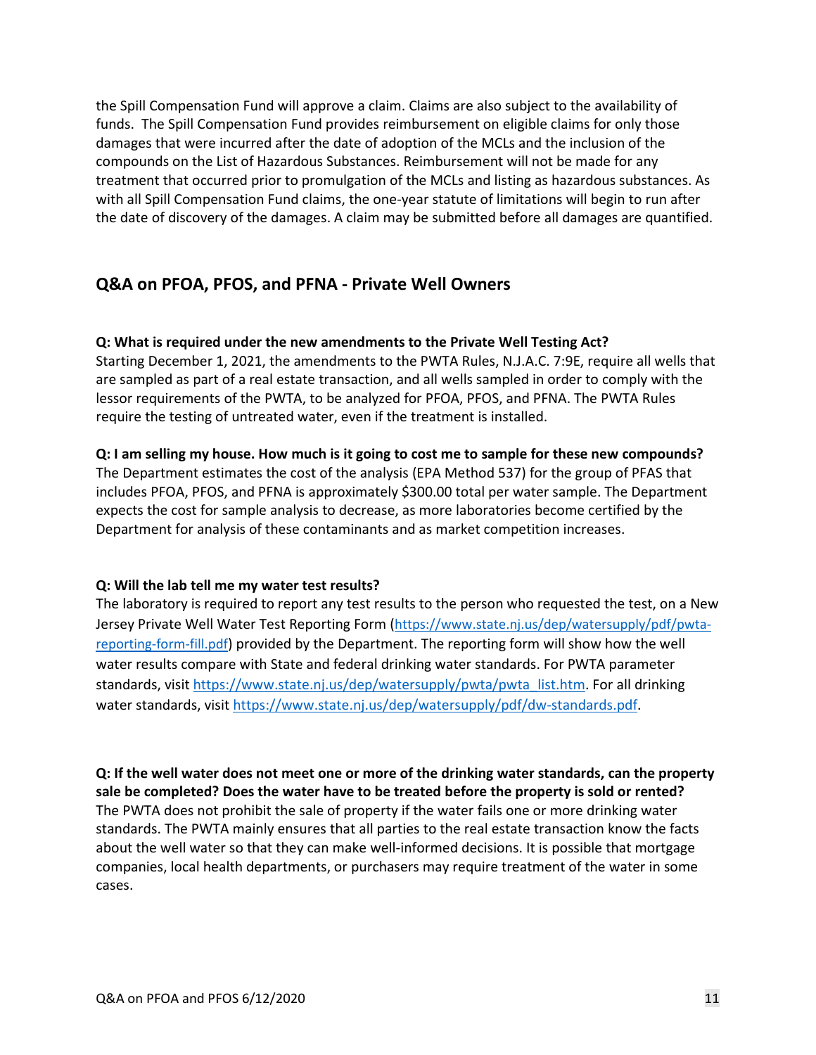the Spill Compensation Fund will approve a claim. Claims are also subject to the availability of funds. The Spill Compensation Fund provides reimbursement on eligible claims for only those damages that were incurred after the date of adoption of the MCLs and the inclusion of the compounds on the List of Hazardous Substances. Reimbursement will not be made for any treatment that occurred prior to promulgation of the MCLs and listing as hazardous substances. As with all Spill Compensation Fund claims, the one-year statute of limitations will begin to run after the date of discovery of the damages. A claim may be submitted before all damages are quantified.

## Q&A on PFOA, PFOS, and PFNA - Private Well Owners

**Q: What is required under the new amendments to the Private Well Testing Act?**
Starting December 1, 2021, the amendments to the PWTA Rules, N.J.A.C. 7:9E, require all wells that are sampled as part of a real estate transaction, and all wells sampled in order to comply with the lessor requirements of the PWTA, to be analyzed for PFOA, PFOS, and PFNA. The PWTA Rules require the testing of untreated water, even if the treatment is installed.

**Q: I am selling my house. How much is it going to cost me to sample for these new compounds?**
The Department estimates the cost of the analysis (EPA Method 537) for the group of PFAS that includes PFOA, PFOS, and PFNA is approximately $300.00 total per water sample. The Department expects the cost for sample analysis to decrease, as more laboratories become certified by the Department for analysis of these contaminants and as market competition increases.

**Q: Will the lab tell me my water test results?**
The laboratory is required to report any test results to the person who requested the test, on a New Jersey Private Well Water Test Reporting Form (https://www.state.nj.us/dep/watersupply/pdf/pwta-reporting-form-fill.pdf) provided by the Department. The reporting form will show how the well water results compare with State and federal drinking water standards. For PWTA parameter standards, visit https://www.state.nj.us/dep/watersupply/pwta/pwta_list.htm. For all drinking water standards, visit https://www.state.nj.us/dep/watersupply/pdf/dw-standards.pdf.

**Q: If the well water does not meet one or more of the drinking water standards, can the property sale be completed? Does the water have to be treated before the property is sold or rented?**
The PWTA does not prohibit the sale of property if the water fails one or more drinking water standards. The PWTA mainly ensures that all parties to the real estate transaction know the facts about the well water so that they can make well-informed decisions. It is possible that mortgage companies, local health departments, or purchasers may require treatment of the water in some cases.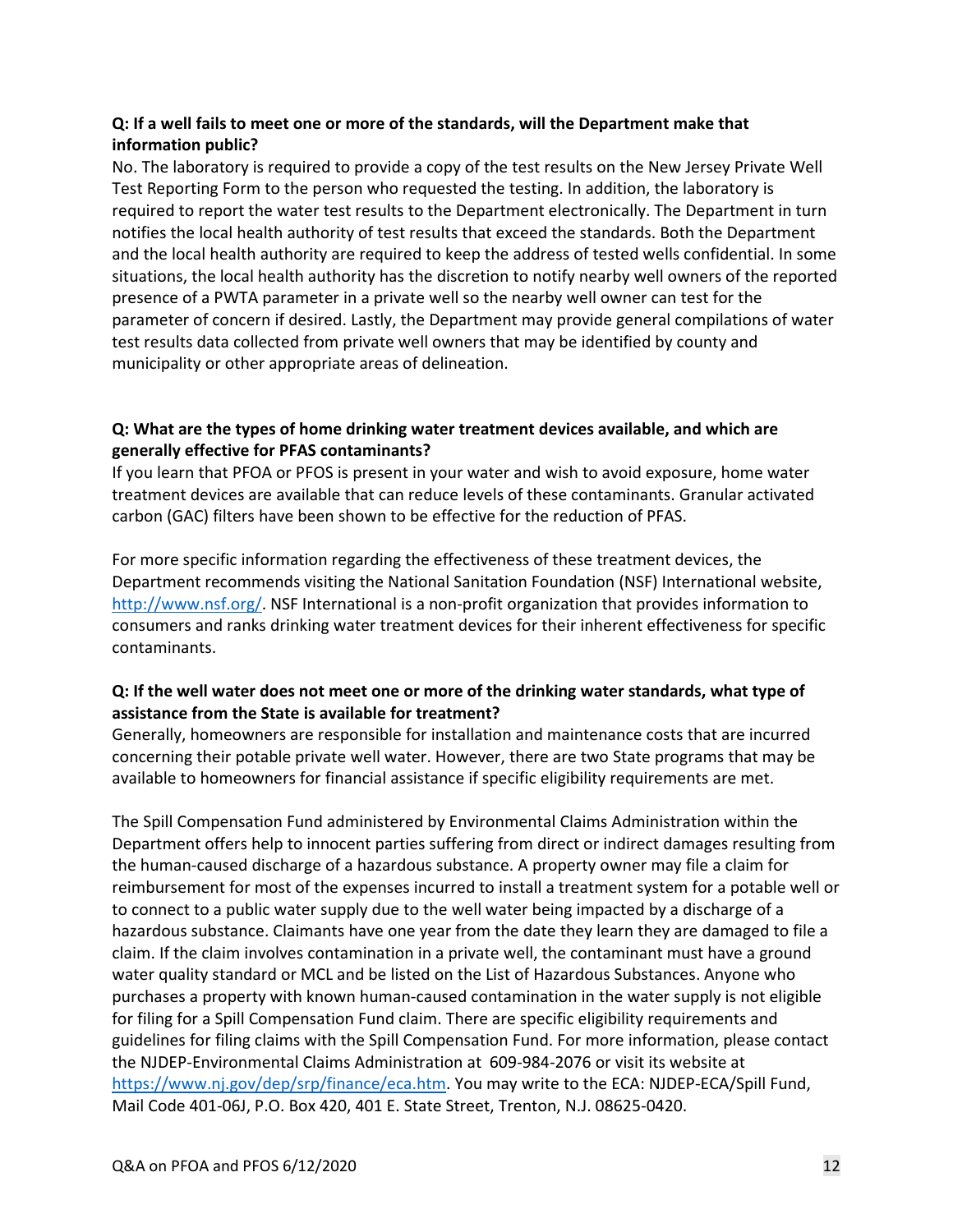**Q: If a well fails to meet one or more of the standards, will the Department make that information public?**

No. The laboratory is required to provide a copy of the test results on the New Jersey Private Well Test Reporting Form to the person who requested the testing. In addition, the laboratory is required to report the water test results to the Department electronically. The Department in turn notifies the local health authority of test results that exceed the standards. Both the Department and the local health authority are required to keep the address of tested wells confidential. In some situations, the local health authority has the discretion to notify nearby well owners of the reported presence of a PWTA parameter in a private well so the nearby well owner can test for the parameter of concern if desired. Lastly, the Department may provide general compilations of water test results data collected from private well owners that may be identified by county and municipality or other appropriate areas of delineation.

**Q: What are the types of home drinking water treatment devices available, and which are generally effective for PFAS contaminants?**

If you learn that PFOA or PFOS is present in your water and wish to avoid exposure, home water treatment devices are available that can reduce levels of these contaminants. Granular activated carbon (GAC) filters have been shown to be effective for the reduction of PFAS.

For more specific information regarding the effectiveness of these treatment devices, the Department recommends visiting the National Sanitation Foundation (NSF) International website, http://www.nsf.org/. NSF International is a non-profit organization that provides information to consumers and ranks drinking water treatment devices for their inherent effectiveness for specific contaminants.

**Q: If the well water does not meet one or more of the drinking water standards, what type of assistance from the State is available for treatment?**

Generally, homeowners are responsible for installation and maintenance costs that are incurred concerning their potable private well water. However, there are two State programs that may be available to homeowners for financial assistance if specific eligibility requirements are met.

The Spill Compensation Fund administered by Environmental Claims Administration within the Department offers help to innocent parties suffering from direct or indirect damages resulting from the human-caused discharge of a hazardous substance. A property owner may file a claim for reimbursement for most of the expenses incurred to install a treatment system for a potable well or to connect to a public water supply due to the well water being impacted by a discharge of a hazardous substance. Claimants have one year from the date they learn they are damaged to file a claim. If the claim involves contamination in a private well, the contaminant must have a ground water quality standard or MCL and be listed on the List of Hazardous Substances. Anyone who purchases a property with known human-caused contamination in the water supply is not eligible for filing for a Spill Compensation Fund claim. There are specific eligibility requirements and guidelines for filing claims with the Spill Compensation Fund. For more information, please contact the NJDEP-Environmental Claims Administration at 609-984-2076 or visit its website at https://www.nj.gov/dep/srp/finance/eca.htm. You may write to the ECA: NJDEP-ECA/Spill Fund, Mail Code 401-06J, P.O. Box 420, 401 E. State Street, Trenton, N.J. 08625-0420.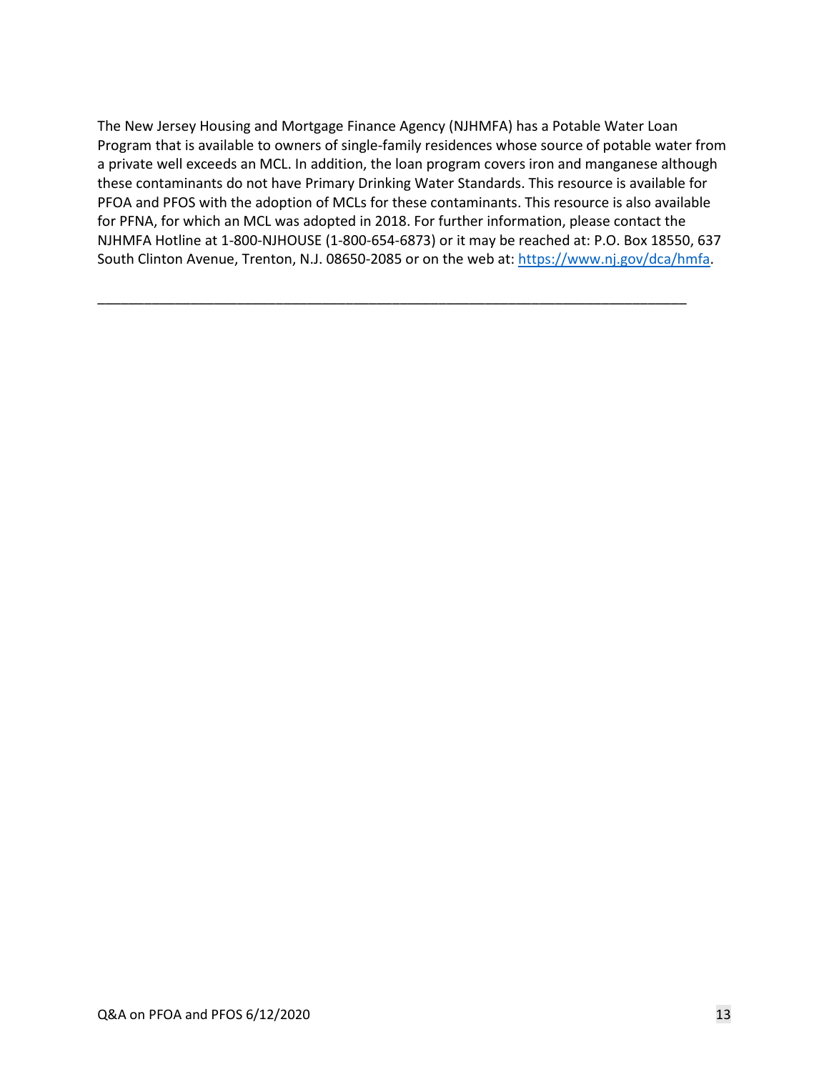The New Jersey Housing and Mortgage Finance Agency (NJHMFA) has a Potable Water Loan Program that is available to owners of single-family residences whose source of potable water from a private well exceeds an MCL. In addition, the loan program covers iron and manganese although these contaminants do not have Primary Drinking Water Standards. This resource is available for PFOA and PFOS with the adoption of MCLs for these contaminants. This resource is also available for PFNA, for which an MCL was adopted in 2018. For further information, please contact the NJHMFA Hotline at 1-800-NJHOUSE (1-800-654-6873) or it may be reached at: P.O. Box 18550, 637 South Clinton Avenue, Trenton, N.J. 08650-2085 or on the web at: [https://www.nj.gov/dca/hmfa](https://www.nj.gov/dca/hmfa).

---